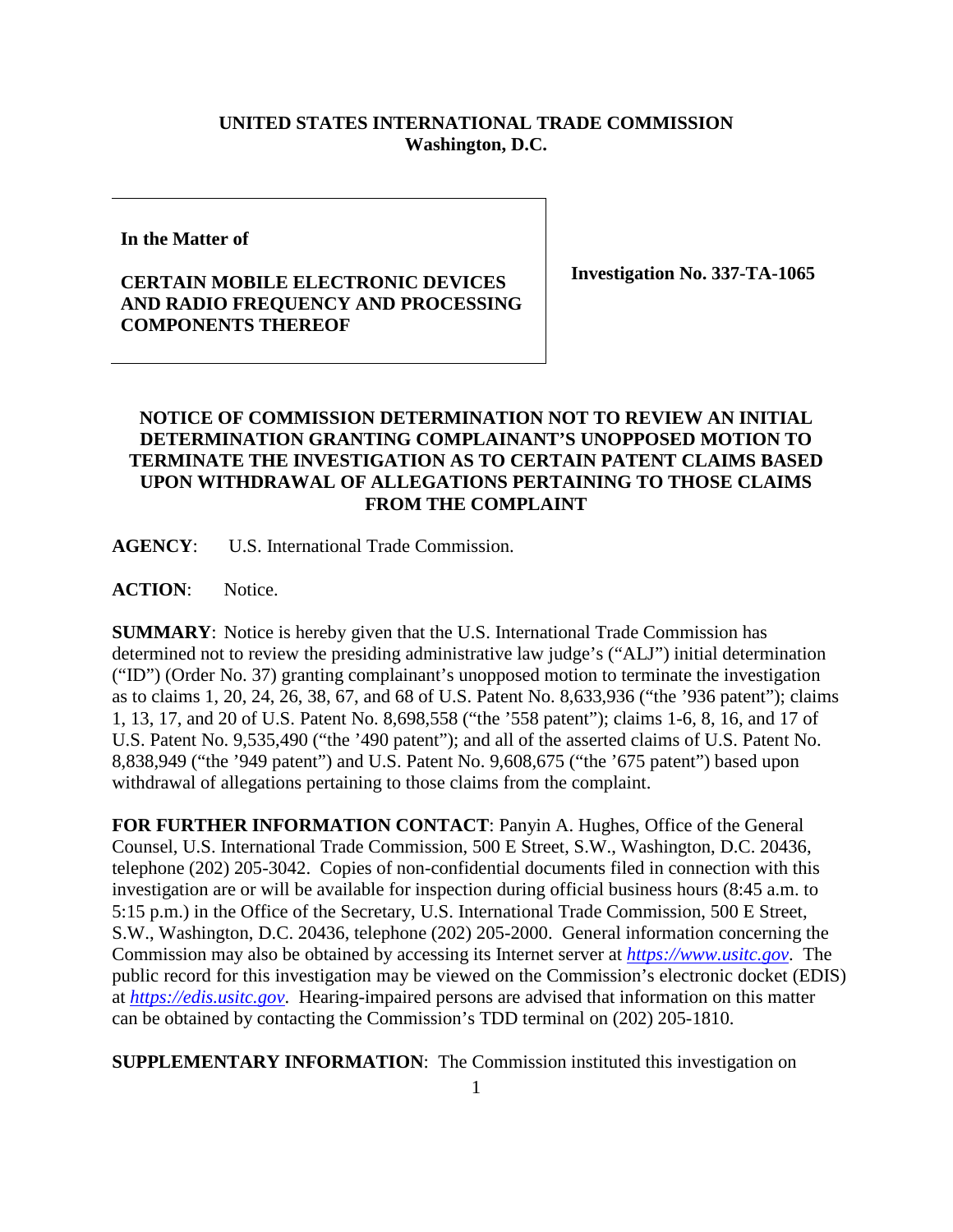**UNITED STATES INTERNATIONAL TRADE COMMISSION**
**Washington, D.C.**

| | |
|---|---|
| **In the Matter of**<br><br>**CERTAIN MOBILE ELECTRONIC DEVICES AND RADIO FREQUENCY AND PROCESSING COMPONENTS THEREOF** | **Investigation No. 337-TA-1065** |

**NOTICE OF COMMISSION DETERMINATION NOT TO REVIEW AN INITIAL DETERMINATION GRANTING COMPLAINANT'S UNOPPOSED MOTION TO TERMINATE THE INVESTIGATION AS TO CERTAIN PATENT CLAIMS BASED UPON WITHDRAWAL OF ALLEGATIONS PERTAINING TO THOSE CLAIMS FROM THE COMPLAINT**

**AGENCY**: U.S. International Trade Commission.

**ACTION**: Notice.

**SUMMARY**: Notice is hereby given that the U.S. International Trade Commission has determined not to review the presiding administrative law judge's ("ALJ") initial determination ("ID") (Order No. 37) granting complainant's unopposed motion to terminate the investigation as to claims 1, 20, 24, 26, 38, 67, and 68 of U.S. Patent No. 8,633,936 ("the '936 patent"); claims 1, 13, 17, and 20 of U.S. Patent No. 8,698,558 ("the '558 patent"); claims 1-6, 8, 16, and 17 of U.S. Patent No. 9,535,490 ("the '490 patent"); and all of the asserted claims of U.S. Patent No. 8,838,949 ("the '949 patent") and U.S. Patent No. 9,608,675 ("the '675 patent") based upon withdrawal of allegations pertaining to those claims from the complaint.

**FOR FURTHER INFORMATION CONTACT**: Panyin A. Hughes, Office of the General Counsel, U.S. International Trade Commission, 500 E Street, S.W., Washington, D.C. 20436, telephone (202) 205-3042. Copies of non-confidential documents filed in connection with this investigation are or will be available for inspection during official business hours (8:45 a.m. to 5:15 p.m.) in the Office of the Secretary, U.S. International Trade Commission, 500 E Street, S.W., Washington, D.C. 20436, telephone (202) 205-2000. General information concerning the Commission may also be obtained by accessing its Internet server at *https://www.usitc.gov*. The public record for this investigation may be viewed on the Commission's electronic docket (EDIS) at *https://edis.usitc.gov*. Hearing-impaired persons are advised that information on this matter can be obtained by contacting the Commission's TDD terminal on (202) 205-1810.

**SUPPLEMENTARY INFORMATION**: The Commission instituted this investigation on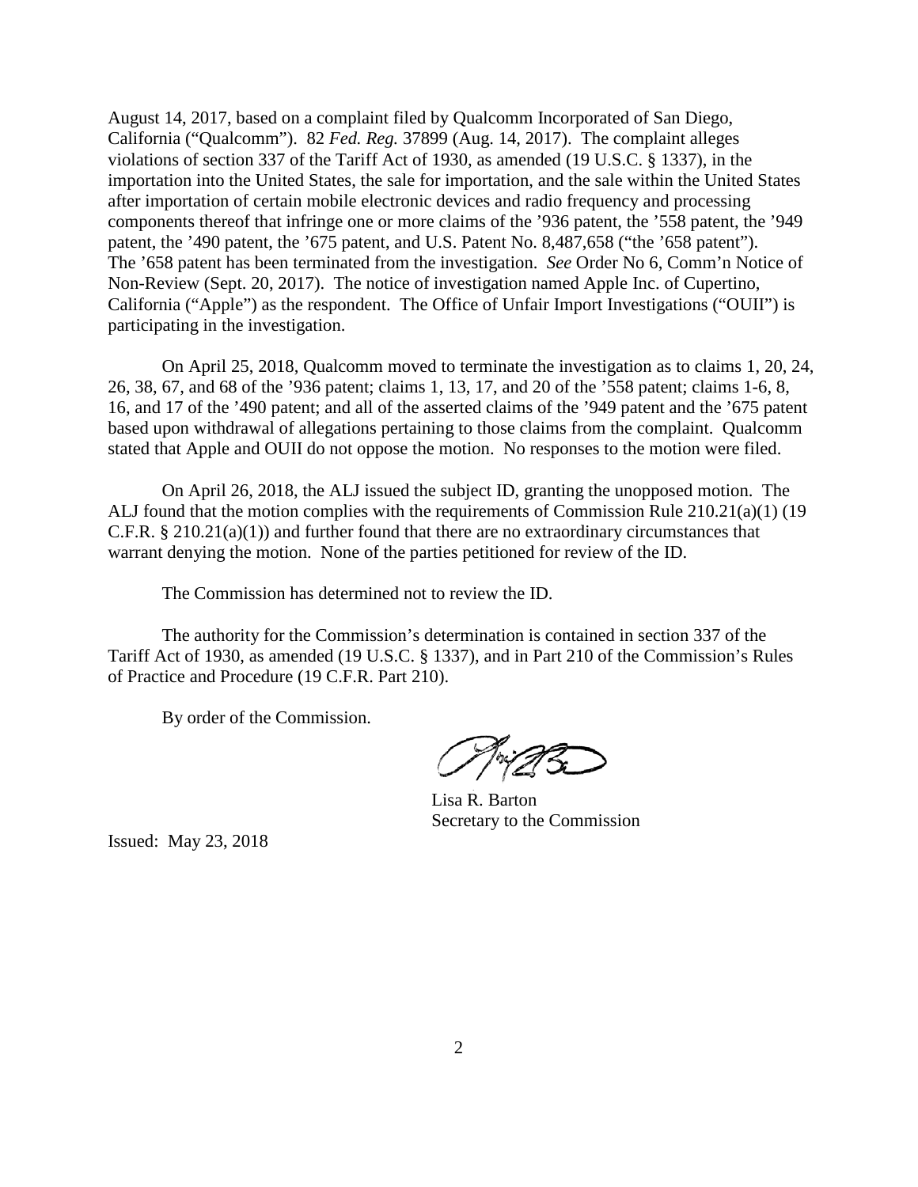August 14, 2017, based on a complaint filed by Qualcomm Incorporated of San Diego, California ("Qualcomm"). 82 *Fed. Reg.* 37899 (Aug. 14, 2017). The complaint alleges violations of section 337 of the Tariff Act of 1930, as amended (19 U.S.C. § 1337), in the importation into the United States, the sale for importation, and the sale within the United States after importation of certain mobile electronic devices and radio frequency and processing components thereof that infringe one or more claims of the '936 patent, the '558 patent, the '949 patent, the '490 patent, the '675 patent, and U.S. Patent No. 8,487,658 ("the '658 patent"). The '658 patent has been terminated from the investigation. *See* Order No 6, Comm'n Notice of Non-Review (Sept. 20, 2017). The notice of investigation named Apple Inc. of Cupertino, California ("Apple") as the respondent. The Office of Unfair Import Investigations ("OUII") is participating in the investigation.

On April 25, 2018, Qualcomm moved to terminate the investigation as to claims 1, 20, 24, 26, 38, 67, and 68 of the '936 patent; claims 1, 13, 17, and 20 of the '558 patent; claims 1-6, 8, 16, and 17 of the '490 patent; and all of the asserted claims of the '949 patent and the '675 patent based upon withdrawal of allegations pertaining to those claims from the complaint. Qualcomm stated that Apple and OUII do not oppose the motion. No responses to the motion were filed.

On April 26, 2018, the ALJ issued the subject ID, granting the unopposed motion. The ALJ found that the motion complies with the requirements of Commission Rule 210.21(a)(1) (19 C.F.R. § 210.21(a)(1)) and further found that there are no extraordinary circumstances that warrant denying the motion. None of the parties petitioned for review of the ID.

The Commission has determined not to review the ID.

The authority for the Commission's determination is contained in section 337 of the Tariff Act of 1930, as amended (19 U.S.C. § 1337), and in Part 210 of the Commission's Rules of Practice and Procedure (19 C.F.R. Part 210).

By order of the Commission.

Lisa R. Barton
Secretary to the Commission

Issued: May 23, 2018